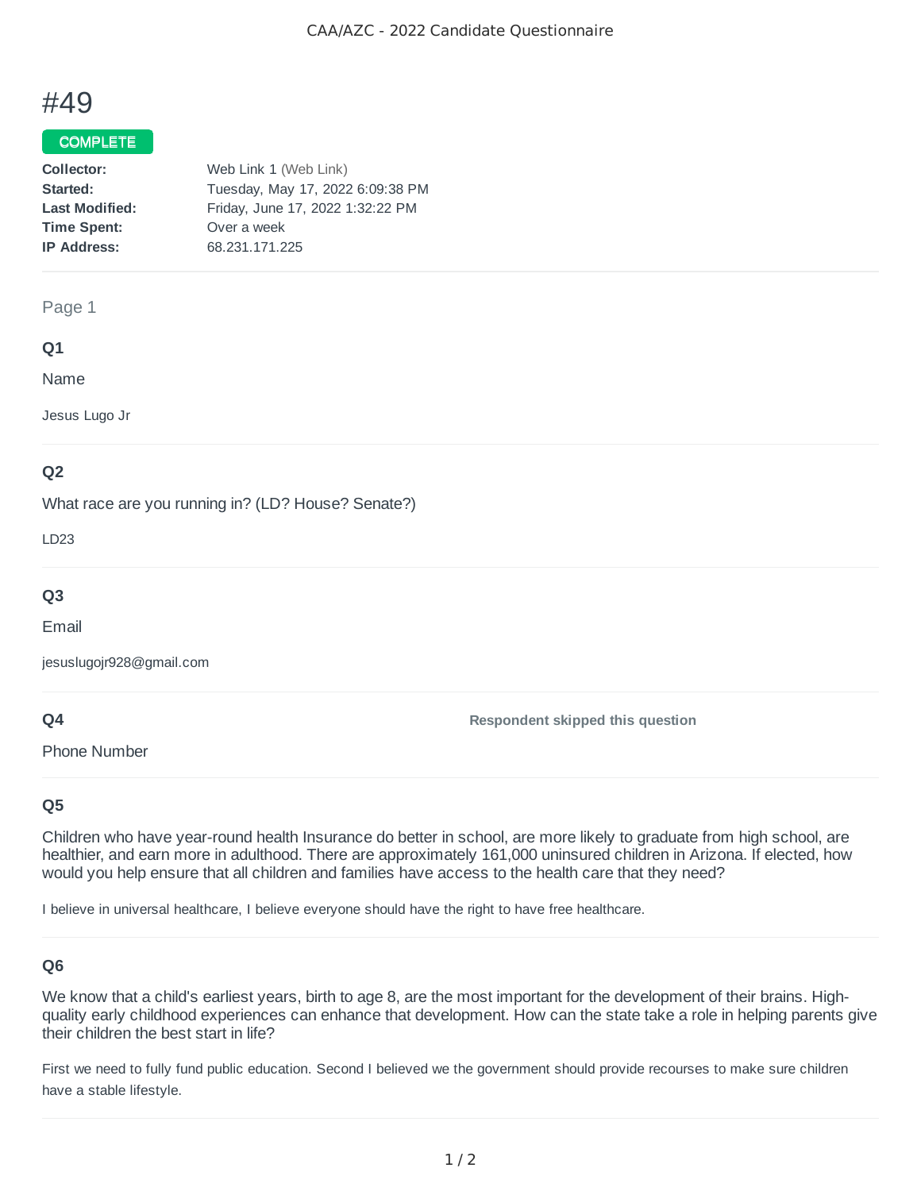# #49

**COMPLETE**

**Collector:** Web Link 1 (Web Link)
**Started:** Tuesday, May 17, 2022 6:09:38 PM
**Last Modified:** Friday, June 17, 2022 1:32:22 PM
**Time Spent:** Over a week
**IP Address:** 68.231.171.225

---

Page 1

### Q1

Name

Jesus Lugo Jr

### Q2

What race are you running in? (LD? House? Senate?)

LD23

### Q3

Email

jesuslugojr928@gmail.com

### Q4

Phone Number

**Respondent skipped this question**

### Q5

Children who have year-round health Insurance do better in school, are more likely to graduate from high school, are healthier, and earn more in adulthood. There are approximately 161,000 uninsured children in Arizona. If elected, how would you help ensure that all children and families have access to the health care that they need?

I believe in universal healthcare, I believe everyone should have the right to have free healthcare.

### Q6

We know that a child's earliest years, birth to age 8, are the most important for the development of their brains. High-quality early childhood experiences can enhance that development. How can the state take a role in helping parents give their children the best start in life?

First we need to fully fund public education. Second I believed we the government should provide recourses to make sure children have a stable lifestyle.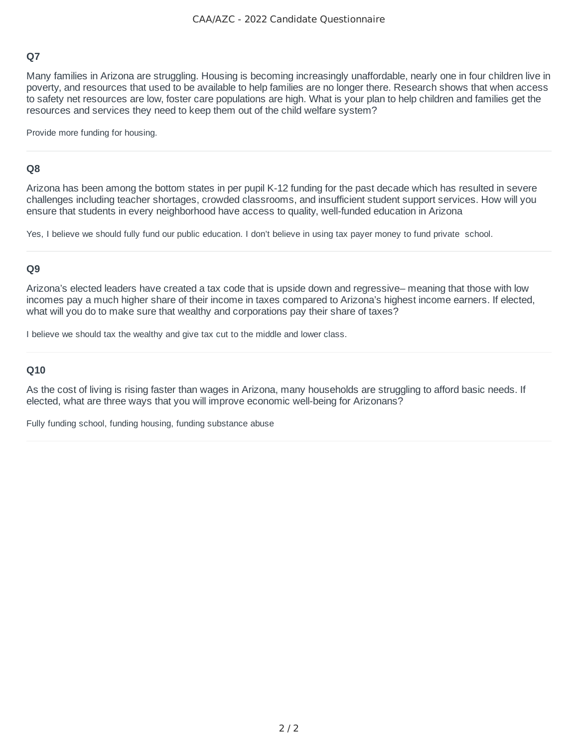### Q7

Many families in Arizona are struggling. Housing is becoming increasingly unaffordable, nearly one in four children live in poverty, and resources that used to be available to help families are no longer there. Research shows that when access to safety net resources are low, foster care populations are high. What is your plan to help children and families get the resources and services they need to keep them out of the child welfare system?

Provide more funding for housing.

---

### Q8

Arizona has been among the bottom states in per pupil K-12 funding for the past decade which has resulted in severe challenges including teacher shortages, crowded classrooms, and insufficient student support services. How will you ensure that students in every neighborhood have access to quality, well-funded education in Arizona

Yes, I believe we should fully fund our public education. I don't believe in using tax payer money to fund private school.

---

### Q9

Arizona's elected leaders have created a tax code that is upside down and regressive– meaning that those with low incomes pay a much higher share of their income in taxes compared to Arizona's highest income earners. If elected, what will you do to make sure that wealthy and corporations pay their share of taxes?

I believe we should tax the wealthy and give tax cut to the middle and lower class.

---

### Q10

As the cost of living is rising faster than wages in Arizona, many households are struggling to afford basic needs. If elected, what are three ways that you will improve economic well-being for Arizonans?

Fully funding school, funding housing, funding substance abuse